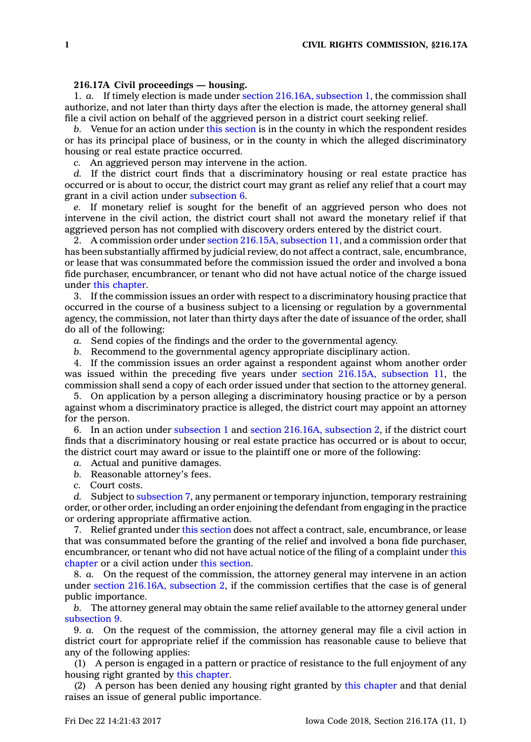**216.17A Civil proceedings — housing.**

1. *a.* If timely election is made under section 216.16A, subsection 1, the commission shall authorize, and not later than thirty days after the election is made, the attorney general shall file a civil action on behalf of the aggrieved person in a district court seeking relief.

*b.* Venue for an action under this section is in the county in which the respondent resides or has its principal place of business, or in the county in which the alleged discriminatory housing or real estate practice occurred.

*c.* An aggrieved person may intervene in the action.

*d.* If the district court finds that a discriminatory housing or real estate practice has occurred or is about to occur, the district court may grant as relief any relief that a court may grant in a civil action under subsection 6.

*e.* If monetary relief is sought for the benefit of an aggrieved person who does not intervene in the civil action, the district court shall not award the monetary relief if that aggrieved person has not complied with discovery orders entered by the district court.

2. A commission order under section 216.15A, subsection 11, and a commission order that has been substantially affirmed by judicial review, do not affect a contract, sale, encumbrance, or lease that was consummated before the commission issued the order and involved a bona fide purchaser, encumbrancer, or tenant who did not have actual notice of the charge issued under this chapter.

3. If the commission issues an order with respect to a discriminatory housing practice that occurred in the course of a business subject to a licensing or regulation by a governmental agency, the commission, not later than thirty days after the date of issuance of the order, shall do all of the following:

*a.* Send copies of the findings and the order to the governmental agency.

*b.* Recommend to the governmental agency appropriate disciplinary action.

4. If the commission issues an order against a respondent against whom another order was issued within the preceding five years under section 216.15A, subsection 11, the commission shall send a copy of each order issued under that section to the attorney general.

5. On application by a person alleging a discriminatory housing practice or by a person against whom a discriminatory practice is alleged, the district court may appoint an attorney for the person.

6. In an action under subsection 1 and section 216.16A, subsection 2, if the district court finds that a discriminatory housing or real estate practice has occurred or is about to occur, the district court may award or issue to the plaintiff one or more of the following:

*a.* Actual and punitive damages.

*b.* Reasonable attorney's fees.

*c.* Court costs.

*d.* Subject to subsection 7, any permanent or temporary injunction, temporary restraining order, or other order, including an order enjoining the defendant from engaging in the practice or ordering appropriate affirmative action.

7. Relief granted under this section does not affect a contract, sale, encumbrance, or lease that was consummated before the granting of the relief and involved a bona fide purchaser, encumbrancer, or tenant who did not have actual notice of the filing of a complaint under this chapter or a civil action under this section.

8. *a.* On the request of the commission, the attorney general may intervene in an action under section 216.16A, subsection 2, if the commission certifies that the case is of general public importance.

*b.* The attorney general may obtain the same relief available to the attorney general under subsection 9.

9. *a.* On the request of the commission, the attorney general may file a civil action in district court for appropriate relief if the commission has reasonable cause to believe that any of the following applies:

(1) A person is engaged in a pattern or practice of resistance to the full enjoyment of any housing right granted by this chapter.

(2) A person has been denied any housing right granted by this chapter and that denial raises an issue of general public importance.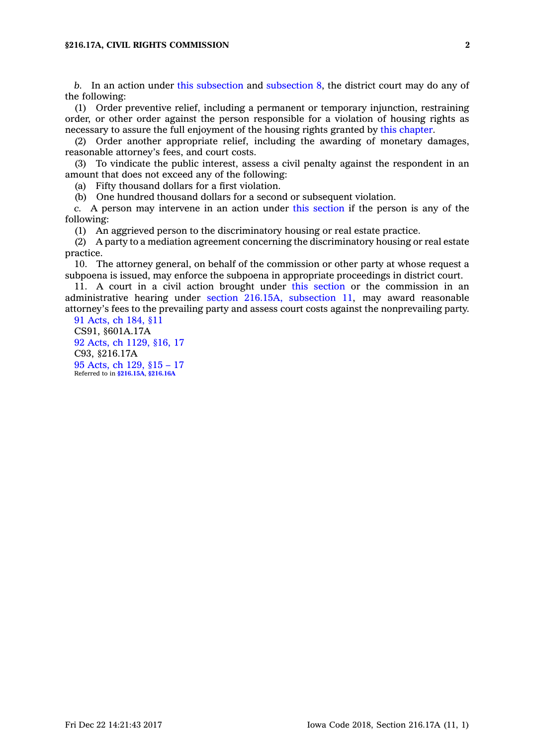*b.* In an action under this subsection and subsection 8, the district court may do any of the following:

(1) Order preventive relief, including a permanent or temporary injunction, restraining order, or other order against the person responsible for a violation of housing rights as necessary to assure the full enjoyment of the housing rights granted by this chapter.

(2) Order another appropriate relief, including the awarding of monetary damages, reasonable attorney's fees, and court costs.

(3) To vindicate the public interest, assess a civil penalty against the respondent in an amount that does not exceed any of the following:

(a) Fifty thousand dollars for a first violation.

(b) One hundred thousand dollars for a second or subsequent violation.

*c.* A person may intervene in an action under this section if the person is any of the following:

(1) An aggrieved person to the discriminatory housing or real estate practice.

(2) A party to a mediation agreement concerning the discriminatory housing or real estate practice.

10. The attorney general, on behalf of the commission or other party at whose request a subpoena is issued, may enforce the subpoena in appropriate proceedings in district court.

11. A court in a civil action brought under this section or the commission in an administrative hearing under section 216.15A, subsection 11, may award reasonable attorney's fees to the prevailing party and assess court costs against the nonprevailing party.

91 Acts, ch 184, §11
CS91, §601A.17A
92 Acts, ch 1129, §16, 17
C93, §216.17A
95 Acts, ch 129, §15 – 17
Referred to in **§216.15A**, **§216.16A**